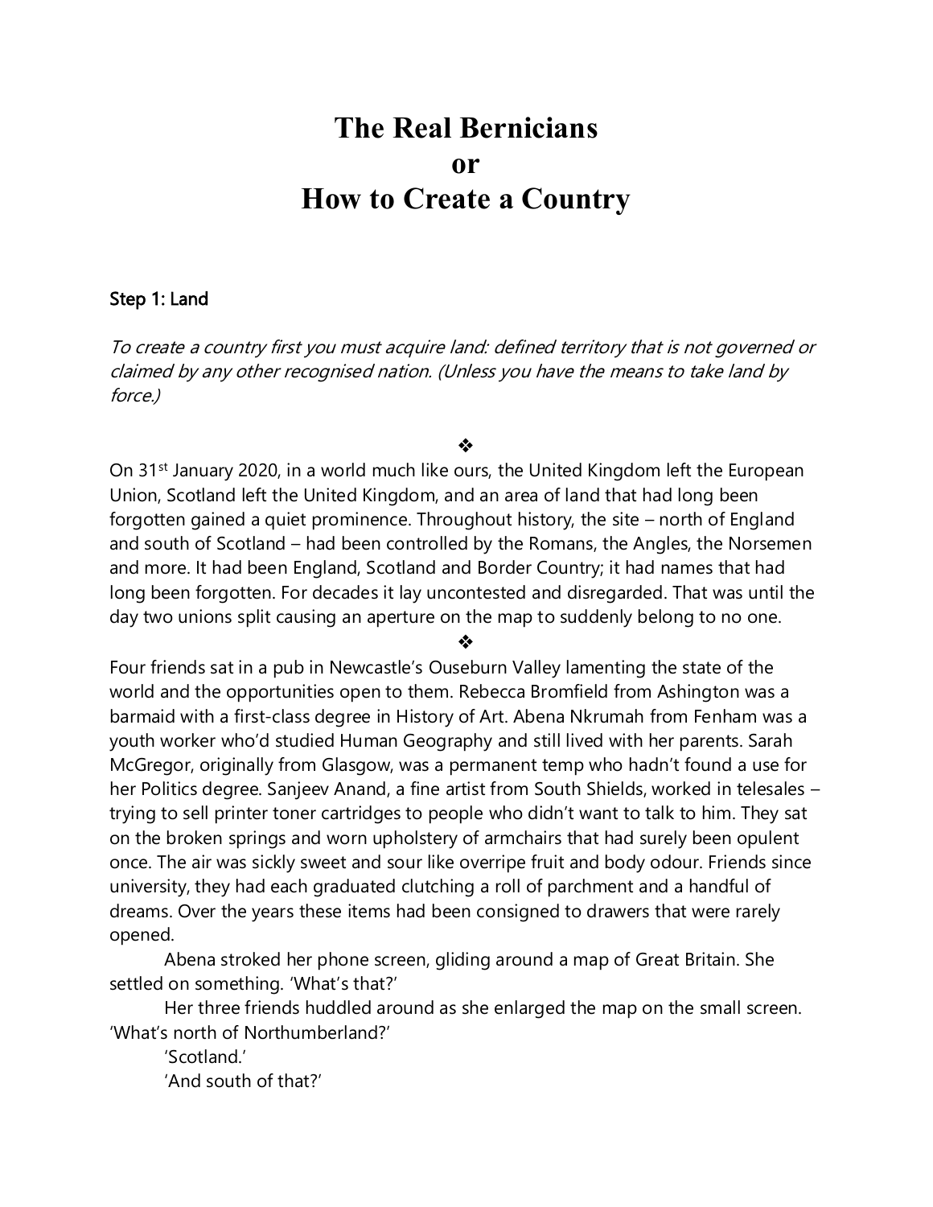# The Real Bernicians
# or
# How to Create a Country

### Step 1: Land

*To create a country first you must acquire land: defined territory that is not governed or claimed by any other recognised nation. (Unless you have the means to take land by force.)*

❖

On 31st January 2020, in a world much like ours, the United Kingdom left the European Union, Scotland left the United Kingdom, and an area of land that had long been forgotten gained a quiet prominence. Throughout history, the site – north of England and south of Scotland – had been controlled by the Romans, the Angles, the Norsemen and more. It had been England, Scotland and Border Country; it had names that had long been forgotten. For decades it lay uncontested and disregarded. That was until the day two unions split causing an aperture on the map to suddenly belong to no one.

❖

Four friends sat in a pub in Newcastle's Ouseburn Valley lamenting the state of the world and the opportunities open to them. Rebecca Bromfield from Ashington was a barmaid with a first-class degree in History of Art. Abena Nkrumah from Fenham was a youth worker who'd studied Human Geography and still lived with her parents. Sarah McGregor, originally from Glasgow, was a permanent temp who hadn't found a use for her Politics degree. Sanjeev Anand, a fine artist from South Shields, worked in telesales – trying to sell printer toner cartridges to people who didn't want to talk to him. They sat on the broken springs and worn upholstery of armchairs that had surely been opulent once. The air was sickly sweet and sour like overripe fruit and body odour. Friends since university, they had each graduated clutching a roll of parchment and a handful of dreams. Over the years these items had been consigned to drawers that were rarely opened.

Abena stroked her phone screen, gliding around a map of Great Britain. She settled on something. 'What's that?'

Her three friends huddled around as she enlarged the map on the small screen. 'What's north of Northumberland?'

'Scotland.'

'And south of that?'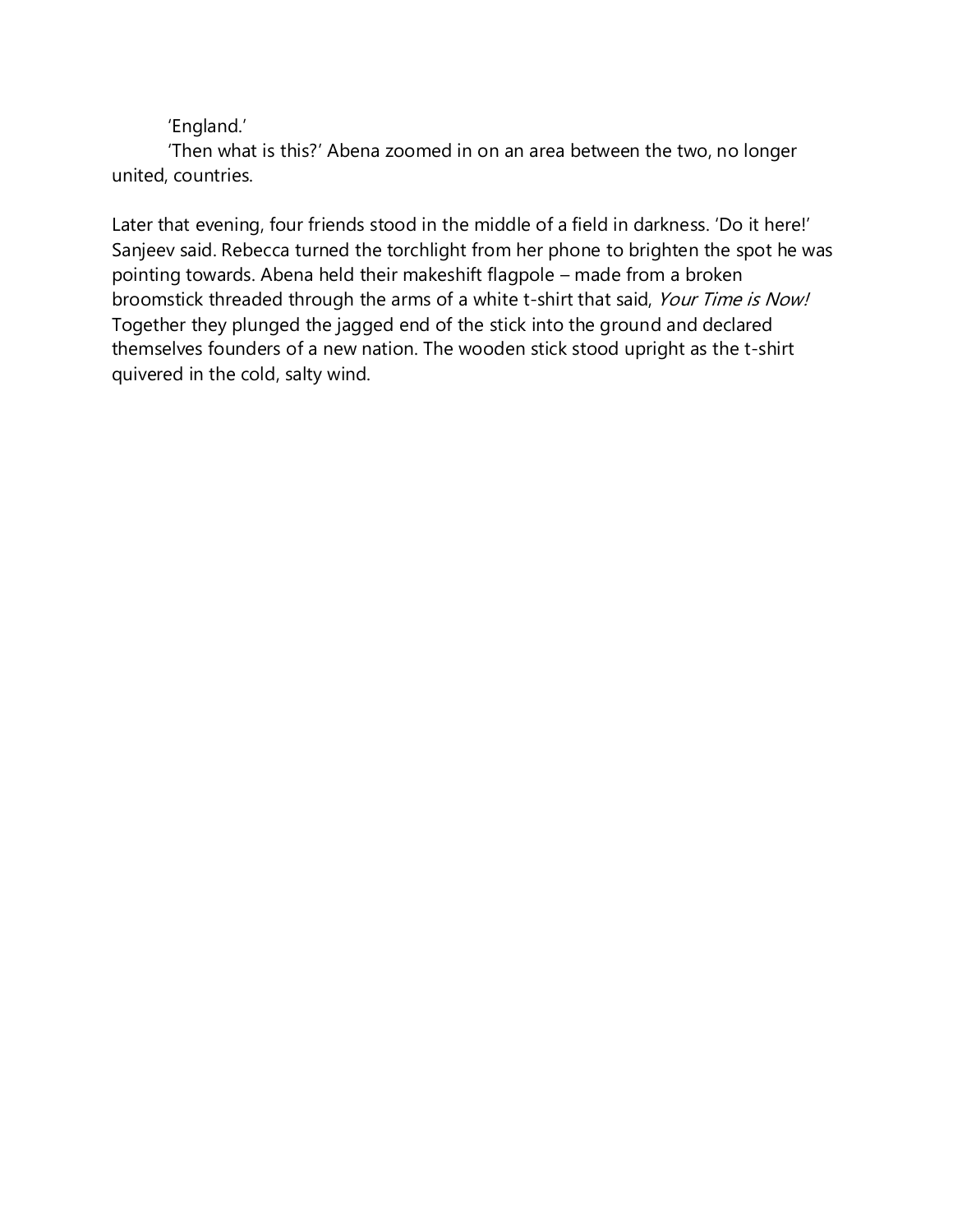'England.'

'Then what is this?' Abena zoomed in on an area between the two, no longer united, countries.

Later that evening, four friends stood in the middle of a field in darkness. 'Do it here!' Sanjeev said. Rebecca turned the torchlight from her phone to brighten the spot he was pointing towards. Abena held their makeshift flagpole – made from a broken broomstick threaded through the arms of a white t-shirt that said, *Your Time is Now!* Together they plunged the jagged end of the stick into the ground and declared themselves founders of a new nation. The wooden stick stood upright as the t-shirt quivered in the cold, salty wind.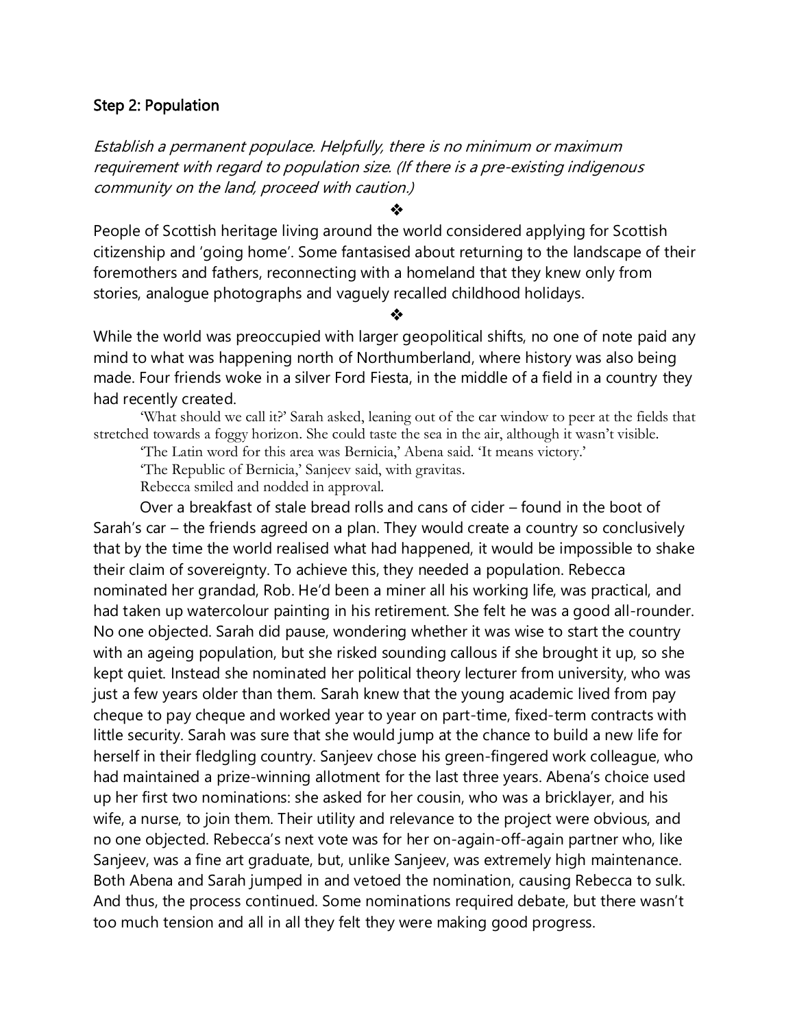## Step 2: Population

*Establish a permanent populace. Helpfully, there is no minimum or maximum requirement with regard to population size. (If there is a pre-existing indigenous community on the land, proceed with caution.)*

❖

People of Scottish heritage living around the world considered applying for Scottish citizenship and 'going home'. Some fantasised about returning to the landscape of their foremothers and fathers, reconnecting with a homeland that they knew only from stories, analogue photographs and vaguely recalled childhood holidays.

❖

While the world was preoccupied with larger geopolitical shifts, no one of note paid any mind to what was happening north of Northumberland, where history was also being made. Four friends woke in a silver Ford Fiesta, in the middle of a field in a country they had recently created.

'What should we call it?' Sarah asked, leaning out of the car window to peer at the fields that stretched towards a foggy horizon. She could taste the sea in the air, although it wasn't visible.

'The Latin word for this area was Bernicia,' Abena said. 'It means victory.'

'The Republic of Bernicia,' Sanjeev said, with gravitas.

Rebecca smiled and nodded in approval.

Over a breakfast of stale bread rolls and cans of cider – found in the boot of Sarah's car – the friends agreed on a plan. They would create a country so conclusively that by the time the world realised what had happened, it would be impossible to shake their claim of sovereignty. To achieve this, they needed a population. Rebecca nominated her grandad, Rob. He'd been a miner all his working life, was practical, and had taken up watercolour painting in his retirement. She felt he was a good all-rounder. No one objected. Sarah did pause, wondering whether it was wise to start the country with an ageing population, but she risked sounding callous if she brought it up, so she kept quiet. Instead she nominated her political theory lecturer from university, who was just a few years older than them. Sarah knew that the young academic lived from pay cheque to pay cheque and worked year to year on part-time, fixed-term contracts with little security. Sarah was sure that she would jump at the chance to build a new life for herself in their fledgling country. Sanjeev chose his green-fingered work colleague, who had maintained a prize-winning allotment for the last three years. Abena's choice used up her first two nominations: she asked for her cousin, who was a bricklayer, and his wife, a nurse, to join them. Their utility and relevance to the project were obvious, and no one objected. Rebecca's next vote was for her on-again-off-again partner who, like Sanjeev, was a fine art graduate, but, unlike Sanjeev, was extremely high maintenance. Both Abena and Sarah jumped in and vetoed the nomination, causing Rebecca to sulk. And thus, the process continued. Some nominations required debate, but there wasn't too much tension and all in all they felt they were making good progress.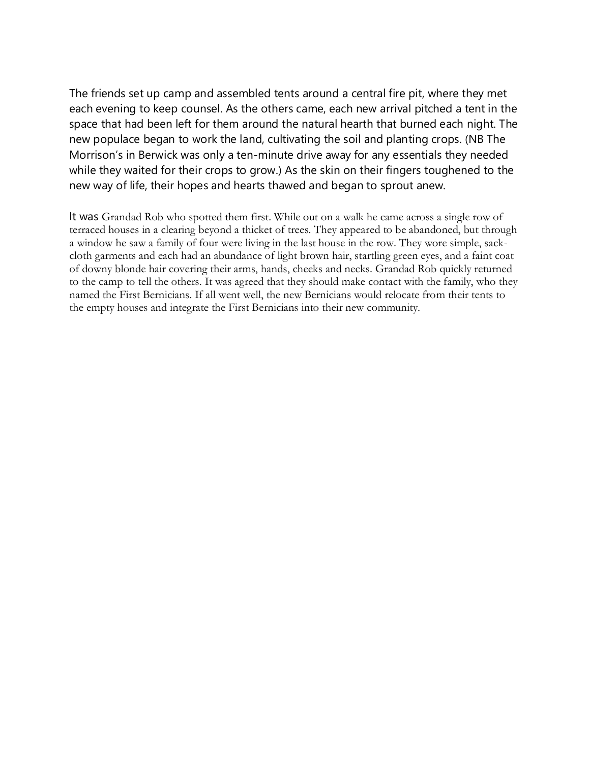The friends set up camp and assembled tents around a central fire pit, where they met each evening to keep counsel. As the others came, each new arrival pitched a tent in the space that had been left for them around the natural hearth that burned each night. The new populace began to work the land, cultivating the soil and planting crops. (NB The Morrison's in Berwick was only a ten-minute drive away for any essentials they needed while they waited for their crops to grow.) As the skin on their fingers toughened to the new way of life, their hopes and hearts thawed and began to sprout anew.

It was Grandad Rob who spotted them first. While out on a walk he came across a single row of terraced houses in a clearing beyond a thicket of trees. They appeared to be abandoned, but through a window he saw a family of four were living in the last house in the row. They wore simple, sack-cloth garments and each had an abundance of light brown hair, startling green eyes, and a faint coat of downy blonde hair covering their arms, hands, cheeks and necks. Grandad Rob quickly returned to the camp to tell the others. It was agreed that they should make contact with the family, who they named the First Bernicians. If all went well, the new Bernicians would relocate from their tents to the empty houses and integrate the First Bernicians into their new community.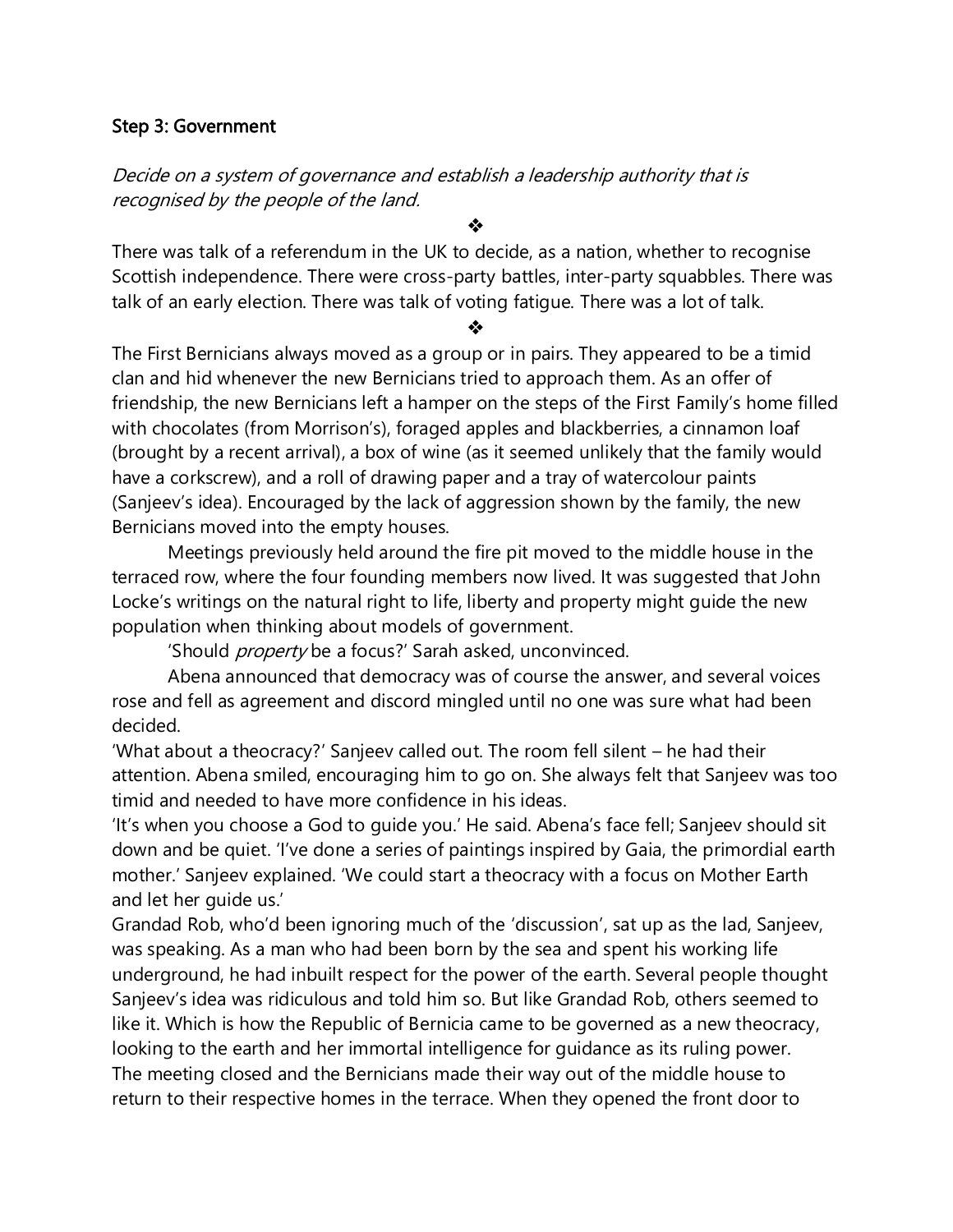### Step 3: Government

*Decide on a system of governance and establish a leadership authority that is recognised by the people of the land.*

❖

There was talk of a referendum in the UK to decide, as a nation, whether to recognise Scottish independence. There were cross-party battles, inter-party squabbles. There was talk of an early election. There was talk of voting fatigue. There was a lot of talk.

❖

The First Bernicians always moved as a group or in pairs. They appeared to be a timid clan and hid whenever the new Bernicians tried to approach them. As an offer of friendship, the new Bernicians left a hamper on the steps of the First Family's home filled with chocolates (from Morrison's), foraged apples and blackberries, a cinnamon loaf (brought by a recent arrival), a box of wine (as it seemed unlikely that the family would have a corkscrew), and a roll of drawing paper and a tray of watercolour paints (Sanjeev's idea). Encouraged by the lack of aggression shown by the family, the new Bernicians moved into the empty houses.

Meetings previously held around the fire pit moved to the middle house in the terraced row, where the four founding members now lived. It was suggested that John Locke's writings on the natural right to life, liberty and property might guide the new population when thinking about models of government.

'Should *property* be a focus?' Sarah asked, unconvinced.

Abena announced that democracy was of course the answer, and several voices rose and fell as agreement and discord mingled until no one was sure what had been decided.

'What about a theocracy?' Sanjeev called out. The room fell silent – he had their attention. Abena smiled, encouraging him to go on. She always felt that Sanjeev was too timid and needed to have more confidence in his ideas.

'It's when you choose a God to guide you.' He said. Abena's face fell; Sanjeev should sit down and be quiet. 'I've done a series of paintings inspired by Gaia, the primordial earth mother.' Sanjeev explained. 'We could start a theocracy with a focus on Mother Earth and let her guide us.'

Grandad Rob, who'd been ignoring much of the 'discussion', sat up as the lad, Sanjeev, was speaking. As a man who had been born by the sea and spent his working life underground, he had inbuilt respect for the power of the earth. Several people thought Sanjeev's idea was ridiculous and told him so. But like Grandad Rob, others seemed to like it. Which is how the Republic of Bernicia came to be governed as a new theocracy, looking to the earth and her immortal intelligence for guidance as its ruling power.

The meeting closed and the Bernicians made their way out of the middle house to return to their respective homes in the terrace. When they opened the front door to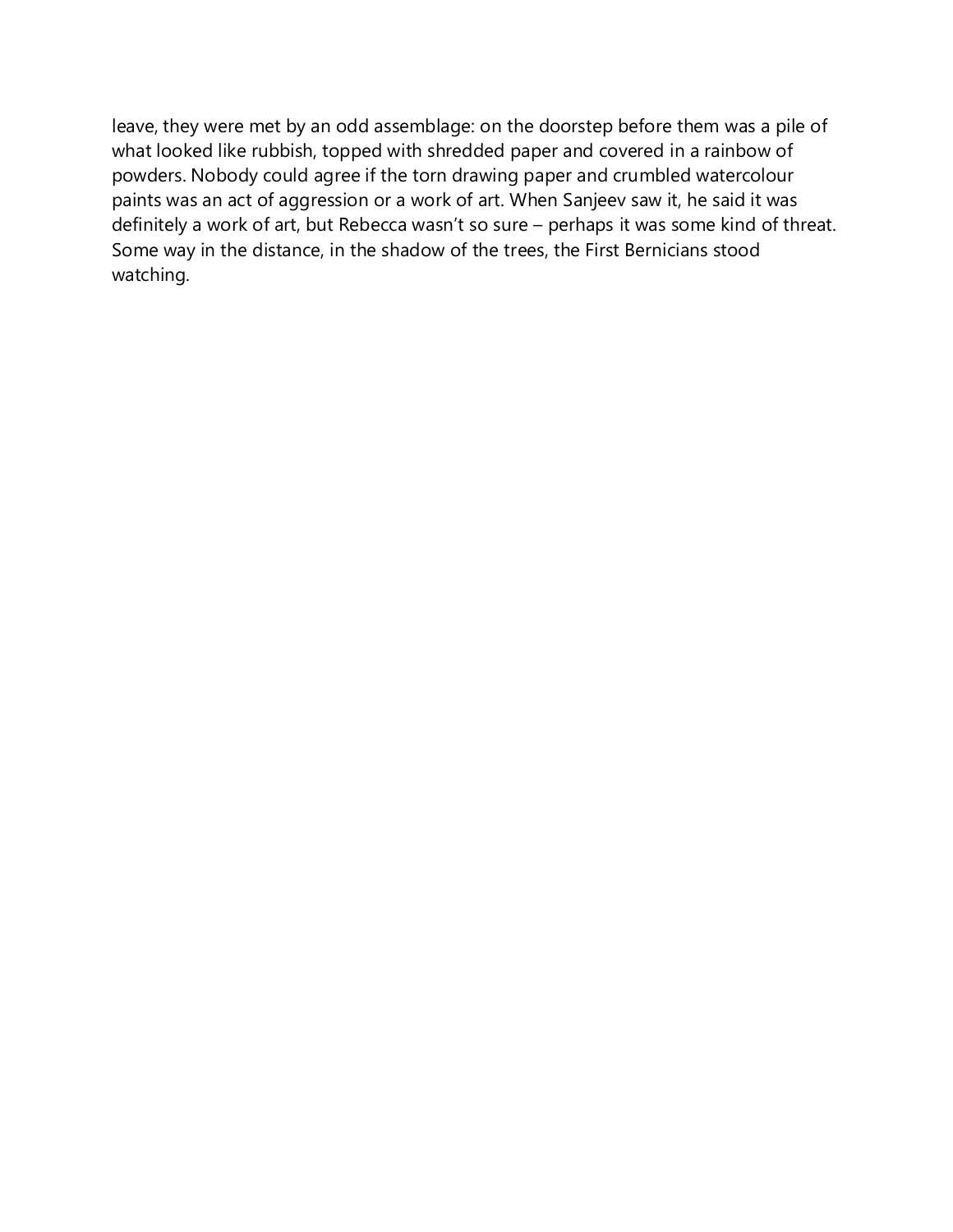leave, they were met by an odd assemblage: on the doorstep before them was a pile of what looked like rubbish, topped with shredded paper and covered in a rainbow of powders. Nobody could agree if the torn drawing paper and crumbled watercolour paints was an act of aggression or a work of art. When Sanjeev saw it, he said it was definitely a work of art, but Rebecca wasn't so sure – perhaps it was some kind of threat. Some way in the distance, in the shadow of the trees, the First Bernicians stood watching.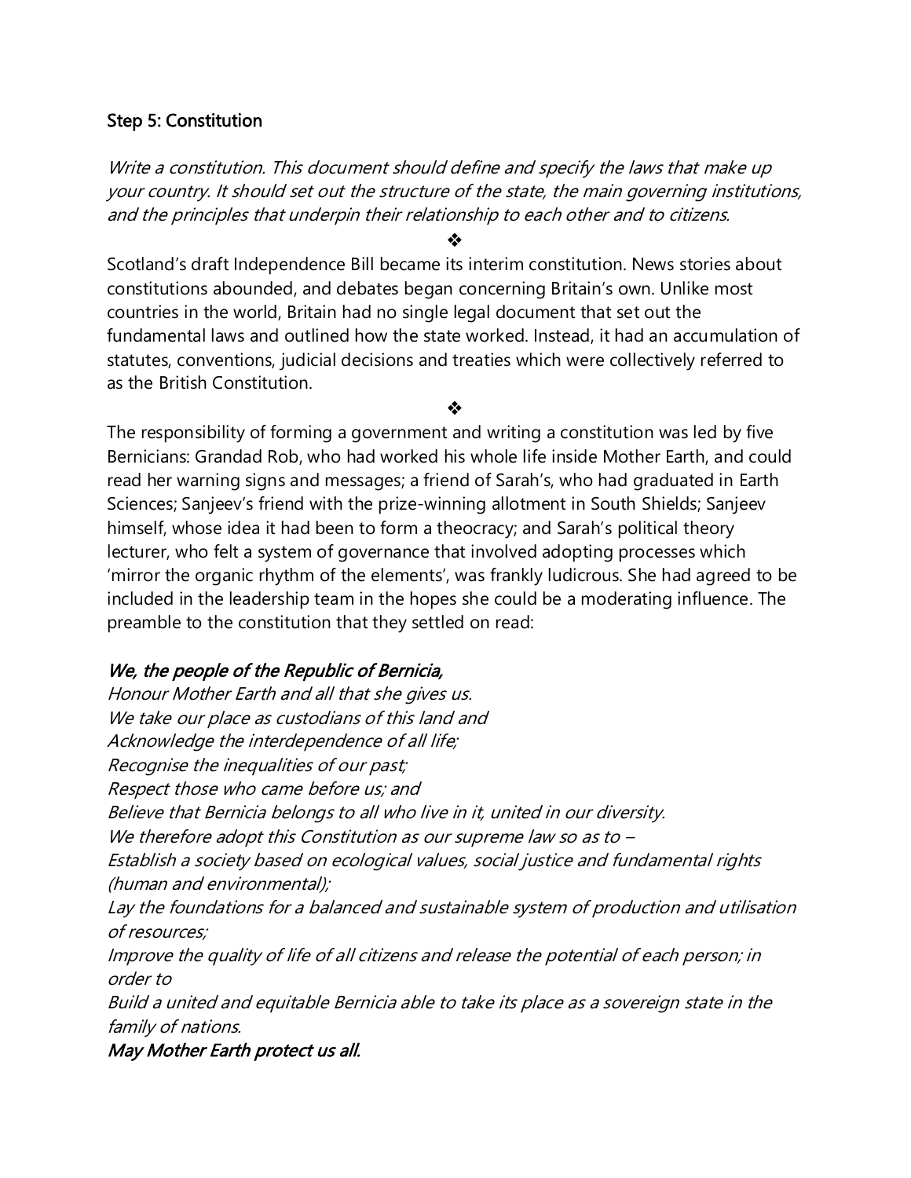### Step 5: Constitution

*Write a constitution. This document should define and specify the laws that make up your country. It should set out the structure of the state, the main governing institutions, and the principles that underpin their relationship to each other and to citizens.*

❖

Scotland's draft Independence Bill became its interim constitution. News stories about constitutions abounded, and debates began concerning Britain's own. Unlike most countries in the world, Britain had no single legal document that set out the fundamental laws and outlined how the state worked. Instead, it had an accumulation of statutes, conventions, judicial decisions and treaties which were collectively referred to as the British Constitution.

❖

The responsibility of forming a government and writing a constitution was led by five Bernicians: Grandad Rob, who had worked his whole life inside Mother Earth, and could read her warning signs and messages; a friend of Sarah's, who had graduated in Earth Sciences; Sanjeev's friend with the prize-winning allotment in South Shields; Sanjeev himself, whose idea it had been to form a theocracy; and Sarah's political theory lecturer, who felt a system of governance that involved adopting processes which 'mirror the organic rhythm of the elements', was frankly ludicrous. She had agreed to be included in the leadership team in the hopes she could be a moderating influence. The preamble to the constitution that they settled on read:

***We, the people of the Republic of Bernicia,***
*Honour Mother Earth and all that she gives us.*
*We take our place as custodians of this land and*
*Acknowledge the interdependence of all life;*
*Recognise the inequalities of our past;*
*Respect those who came before us; and*
*Believe that Bernicia belongs to all who live in it, united in our diversity.*
*We therefore adopt this Constitution as our supreme law so as to –*
*Establish a society based on ecological values, social justice and fundamental rights (human and environmental);*
*Lay the foundations for a balanced and sustainable system of production and utilisation of resources;*
*Improve the quality of life of all citizens and release the potential of each person; in order to*
*Build a united and equitable Bernicia able to take its place as a sovereign state in the family of nations.*
***May Mother Earth protect us all.***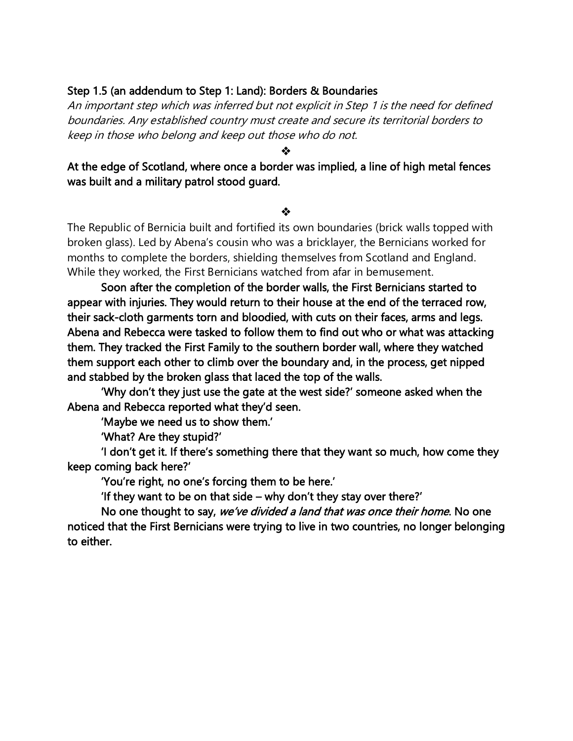**Step 1.5 (an addendum to Step 1: Land): Borders & Boundaries**

*An important step which was inferred but not explicit in Step 1 is the need for defined boundaries. Any established country must create and secure its territorial borders to keep in those who belong and keep out those who do not.*

❖

**At the edge of Scotland, where once a border was implied, a line of high metal fences was built and a military patrol stood guard.**

❖

The Republic of Bernicia built and fortified its own boundaries (brick walls topped with broken glass). Led by Abena's cousin who was a bricklayer, the Bernicians worked for months to complete the borders, shielding themselves from Scotland and England. While they worked, the First Bernicians watched from afar in bemusement.

**Soon after the completion of the border walls, the First Bernicians started to appear with injuries. They would return to their house at the end of the terraced row, their sack-cloth garments torn and bloodied, with cuts on their faces, arms and legs. Abena and Rebecca were tasked to follow them to find out who or what was attacking them. They tracked the First Family to the southern border wall, where they watched them support each other to climb over the boundary and, in the process, get nipped and stabbed by the broken glass that laced the top of the walls.**

**'Why don't they just use the gate at the west side?' someone asked when the Abena and Rebecca reported what they'd seen.**

**'Maybe we need us to show them.'**

**'What? Are they stupid?'**

**'I don't get it. If there's something there that they want so much, how come they keep coming back here?'**

**'You're right, no one's forcing them to be here.'**

**'If they want to be on that side – why don't they stay over there?'**

**No one thought to say, *we've divided a land that was once their home*. No one noticed that the First Bernicians were trying to live in two countries, no longer belonging to either.**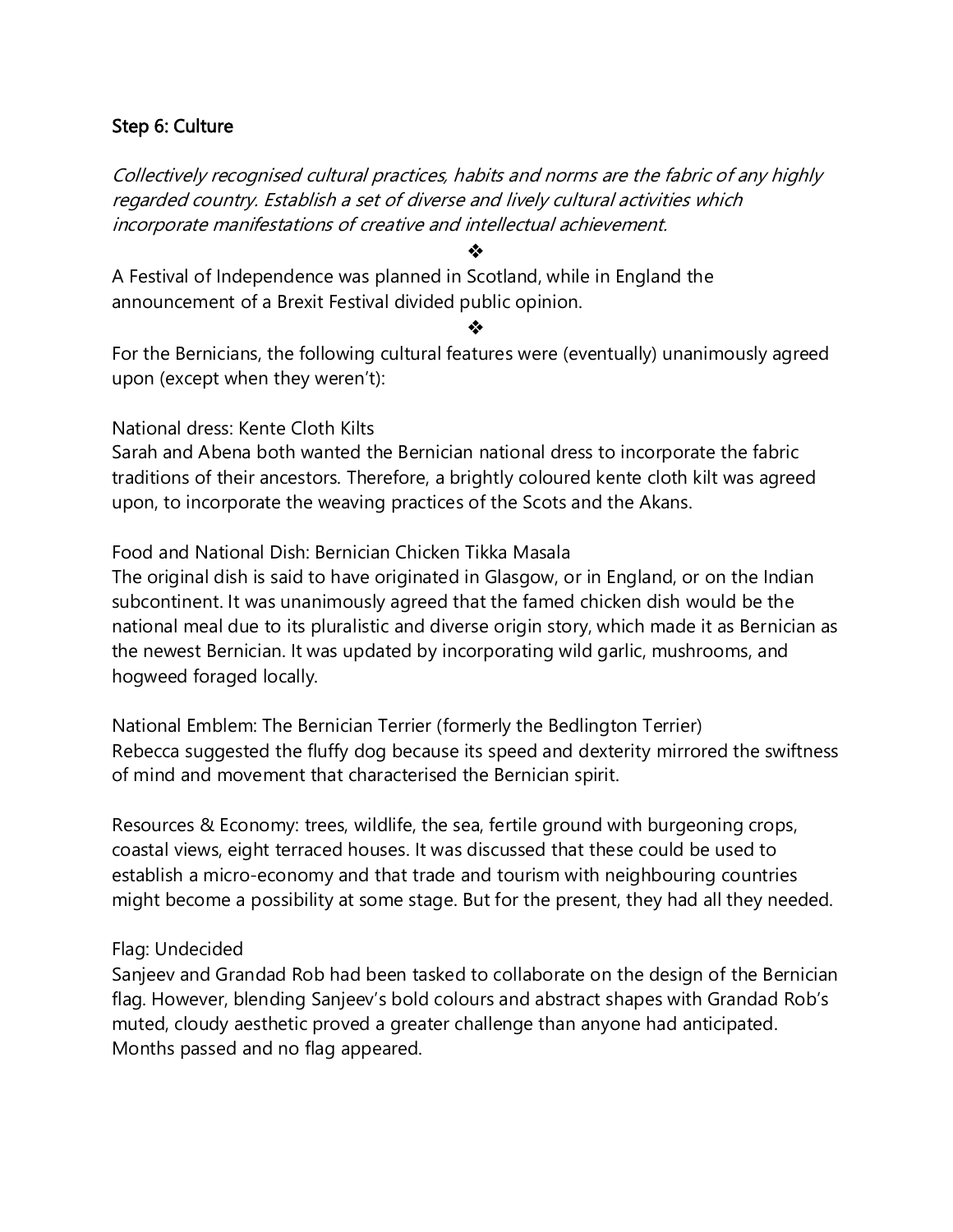## Step 6: Culture

*Collectively recognised cultural practices, habits and norms are the fabric of any highly regarded country. Establish a set of diverse and lively cultural activities which incorporate manifestations of creative and intellectual achievement.*

❖

A Festival of Independence was planned in Scotland, while in England the announcement of a Brexit Festival divided public opinion.

❖

For the Bernicians, the following cultural features were (eventually) unanimously agreed upon (except when they weren't):

National dress: Kente Cloth Kilts
Sarah and Abena both wanted the Bernician national dress to incorporate the fabric traditions of their ancestors. Therefore, a brightly coloured kente cloth kilt was agreed upon, to incorporate the weaving practices of the Scots and the Akans.

Food and National Dish: Bernician Chicken Tikka Masala
The original dish is said to have originated in Glasgow, or in England, or on the Indian subcontinent. It was unanimously agreed that the famed chicken dish would be the national meal due to its pluralistic and diverse origin story, which made it as Bernician as the newest Bernician. It was updated by incorporating wild garlic, mushrooms, and hogweed foraged locally.

National Emblem: The Bernician Terrier (formerly the Bedlington Terrier)
Rebecca suggested the fluffy dog because its speed and dexterity mirrored the swiftness of mind and movement that characterised the Bernician spirit.

Resources & Economy: trees, wildlife, the sea, fertile ground with burgeoning crops, coastal views, eight terraced houses. It was discussed that these could be used to establish a micro-economy and that trade and tourism with neighbouring countries might become a possibility at some stage. But for the present, they had all they needed.

Flag: Undecided
Sanjeev and Grandad Rob had been tasked to collaborate on the design of the Bernician flag. However, blending Sanjeev's bold colours and abstract shapes with Grandad Rob's muted, cloudy aesthetic proved a greater challenge than anyone had anticipated. Months passed and no flag appeared.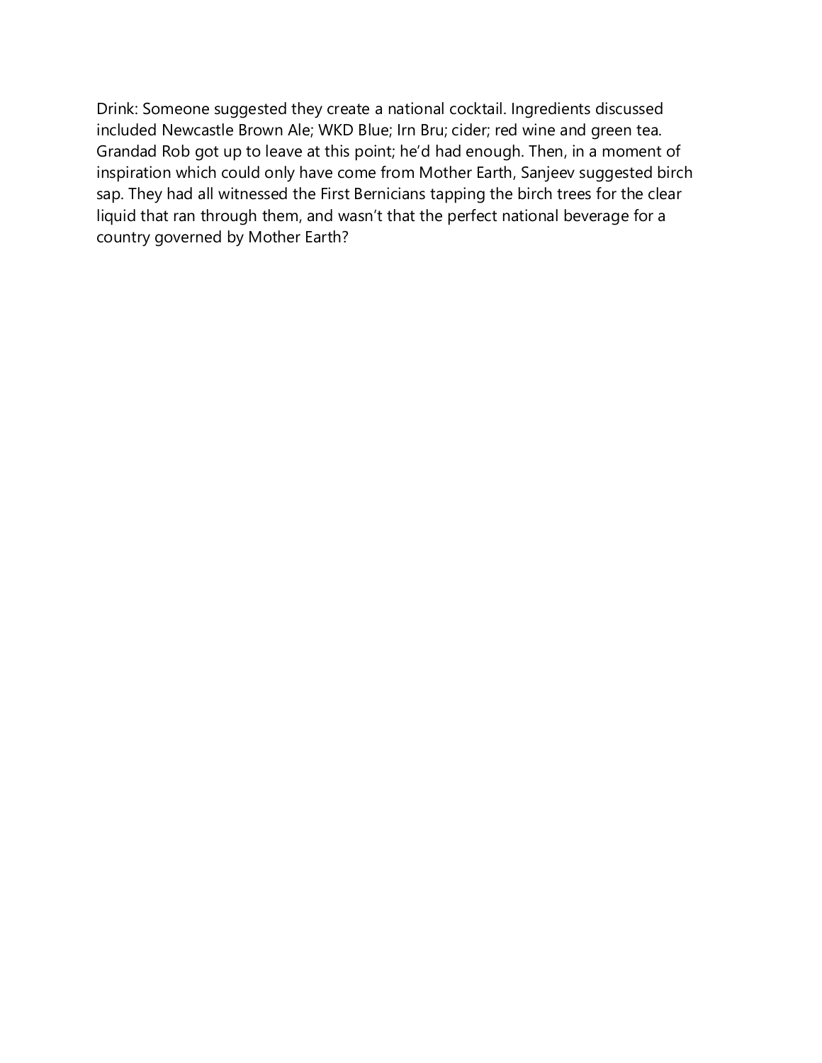Drink: Someone suggested they create a national cocktail. Ingredients discussed included Newcastle Brown Ale; WKD Blue; Irn Bru; cider; red wine and green tea. Grandad Rob got up to leave at this point; he'd had enough. Then, in a moment of inspiration which could only have come from Mother Earth, Sanjeev suggested birch sap. They had all witnessed the First Bernicians tapping the birch trees for the clear liquid that ran through them, and wasn't that the perfect national beverage for a country governed by Mother Earth?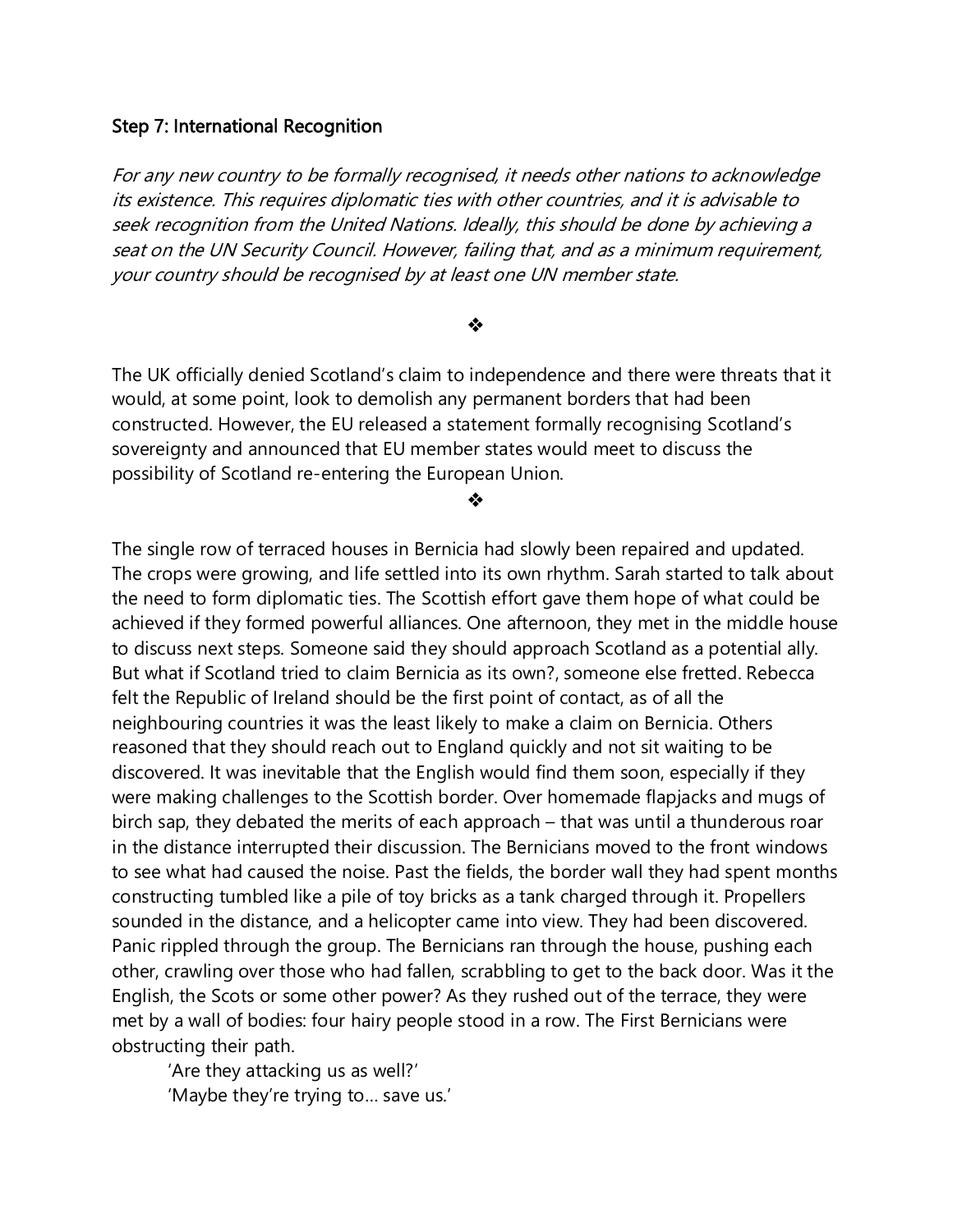### Step 7: International Recognition

*For any new country to be formally recognised, it needs other nations to acknowledge its existence. This requires diplomatic ties with other countries, and it is advisable to seek recognition from the United Nations. Ideally, this should be done by achieving a seat on the UN Security Council. However, failing that, and as a minimum requirement, your country should be recognised by at least one UN member state.*

❖

The UK officially denied Scotland's claim to independence and there were threats that it would, at some point, look to demolish any permanent borders that had been constructed. However, the EU released a statement formally recognising Scotland's sovereignty and announced that EU member states would meet to discuss the possibility of Scotland re-entering the European Union.

❖

The single row of terraced houses in Bernicia had slowly been repaired and updated. The crops were growing, and life settled into its own rhythm. Sarah started to talk about the need to form diplomatic ties. The Scottish effort gave them hope of what could be achieved if they formed powerful alliances. One afternoon, they met in the middle house to discuss next steps. Someone said they should approach Scotland as a potential ally. But what if Scotland tried to claim Bernicia as its own?, someone else fretted. Rebecca felt the Republic of Ireland should be the first point of contact, as of all the neighbouring countries it was the least likely to make a claim on Bernicia. Others reasoned that they should reach out to England quickly and not sit waiting to be discovered. It was inevitable that the English would find them soon, especially if they were making challenges to the Scottish border. Over homemade flapjacks and mugs of birch sap, they debated the merits of each approach – that was until a thunderous roar in the distance interrupted their discussion. The Bernicians moved to the front windows to see what had caused the noise. Past the fields, the border wall they had spent months constructing tumbled like a pile of toy bricks as a tank charged through it. Propellers sounded in the distance, and a helicopter came into view. They had been discovered. Panic rippled through the group. The Bernicians ran through the house, pushing each other, crawling over those who had fallen, scrabbling to get to the back door. Was it the English, the Scots or some other power? As they rushed out of the terrace, they were met by a wall of bodies: four hairy people stood in a row. The First Bernicians were obstructing their path.

'Are they attacking us as well?'

'Maybe they're trying to… save us.'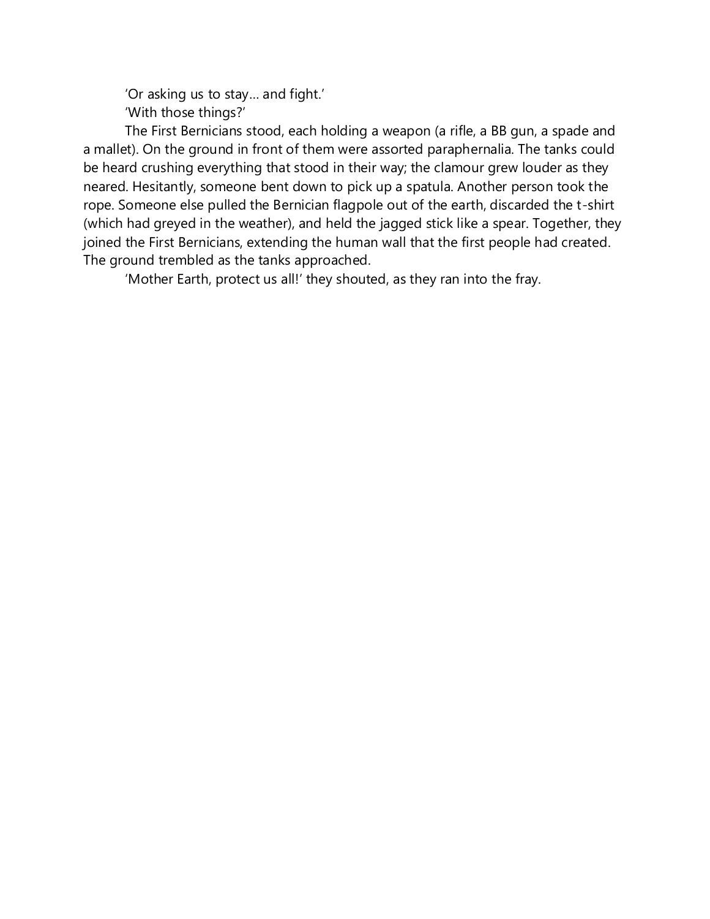'Or asking us to stay… and fight.'

'With those things?'

The First Bernicians stood, each holding a weapon (a rifle, a BB gun, a spade and a mallet). On the ground in front of them were assorted paraphernalia. The tanks could be heard crushing everything that stood in their way; the clamour grew louder as they neared. Hesitantly, someone bent down to pick up a spatula. Another person took the rope. Someone else pulled the Bernician flagpole out of the earth, discarded the t-shirt (which had greyed in the weather), and held the jagged stick like a spear. Together, they joined the First Bernicians, extending the human wall that the first people had created. The ground trembled as the tanks approached.

'Mother Earth, protect us all!' they shouted, as they ran into the fray.